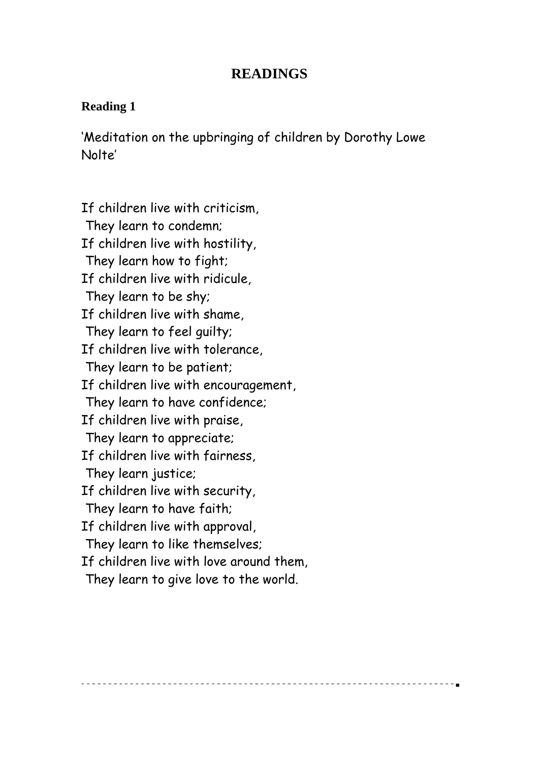# READINGS

## Reading 1

'Meditation on the upbringing of children by Dorothy Lowe Nolte'

If children live with criticism,
 They learn to condemn;
If children live with hostility,
 They learn how to fight;
If children live with ridicule,
 They learn to be shy;
If children live with shame,
 They learn to feel guilty;
If children live with tolerance,
 They learn to be patient;
If children live with encouragement,
 They learn to have confidence;
If children live with praise,
 They learn to appreciate;
If children live with fairness,
 They learn justice;
If children live with security,
 They learn to have faith;
If children live with approval,
 They learn to like themselves;
If children live with love around them,
 They learn to give love to the world.

---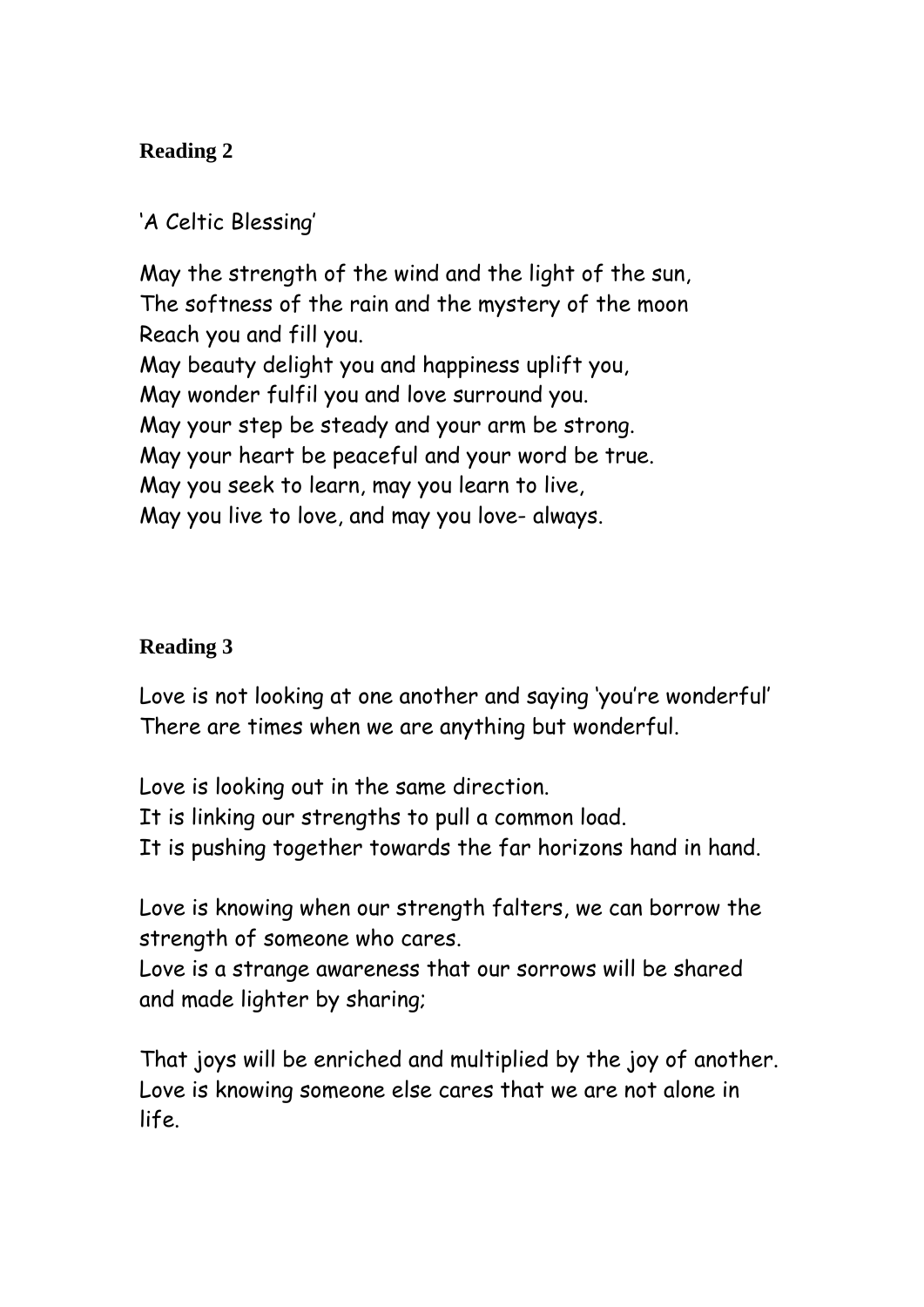**Reading 2**

'A Celtic Blessing'

May the strength of the wind and the light of the sun,  
The softness of the rain and the mystery of the moon  
Reach you and fill you.  
May beauty delight you and happiness uplift you,  
May wonder fulfil you and love surround you.  
May your step be steady and your arm be strong.  
May your heart be peaceful and your word be true.  
May you seek to learn, may you learn to live,  
May you live to love, and may you love- always.

**Reading 3**

Love is not looking at one another and saying 'you're wonderful'  
There are times when we are anything but wonderful.

Love is looking out in the same direction.  
It is linking our strengths to pull a common load.  
It is pushing together towards the far horizons hand in hand.

Love is knowing when our strength falters, we can borrow the strength of someone who cares.  
Love is a strange awareness that our sorrows will be shared and made lighter by sharing;

That joys will be enriched and multiplied by the joy of another.  
Love is knowing someone else cares that we are not alone in life.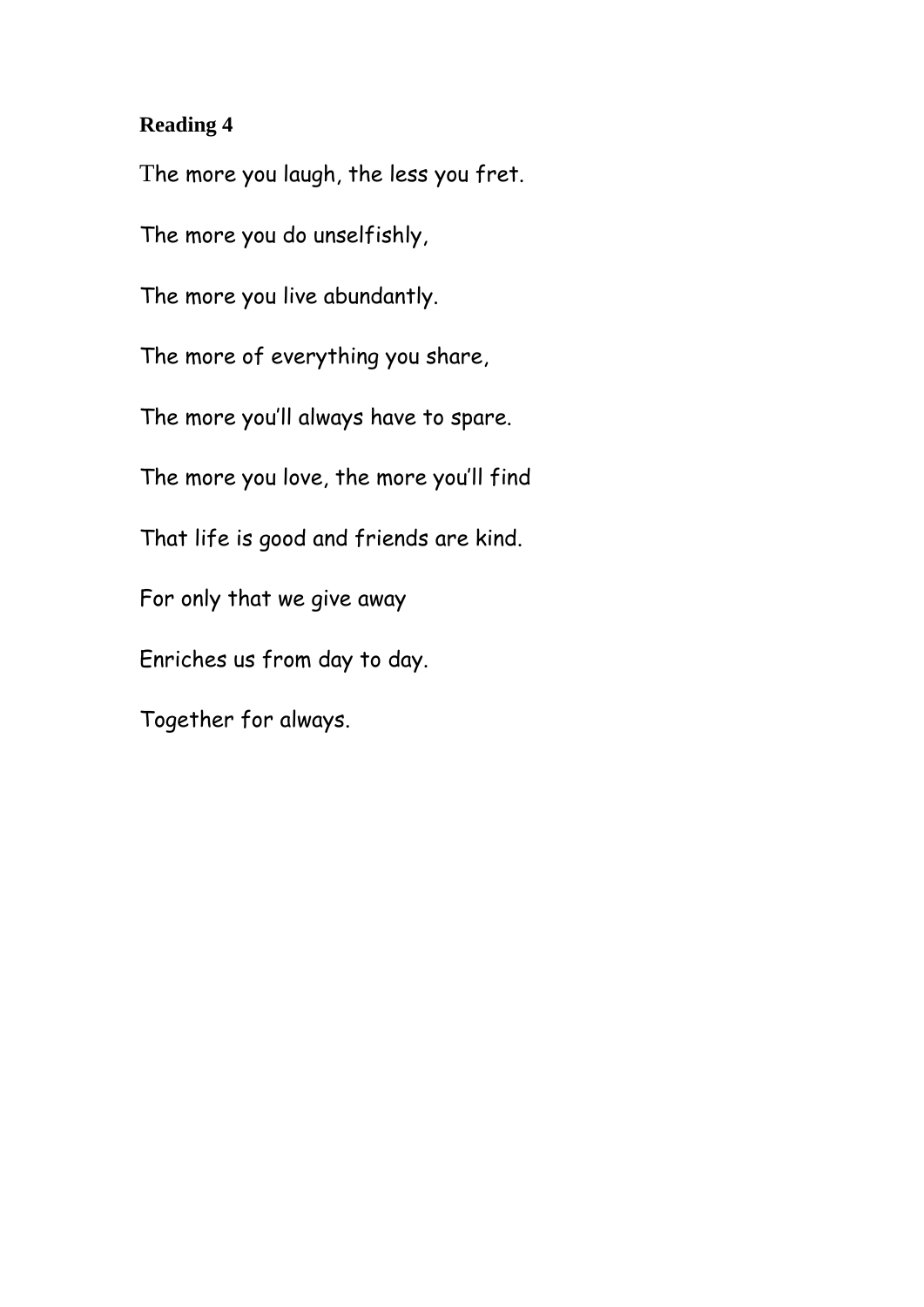**Reading 4**

The more you laugh, the less you fret.

The more you do unselfishly,

The more you live abundantly.

The more of everything you share,

The more you'll always have to spare.

The more you love, the more you'll find

That life is good and friends are kind.

For only that we give away

Enriches us from day to day.

Together for always.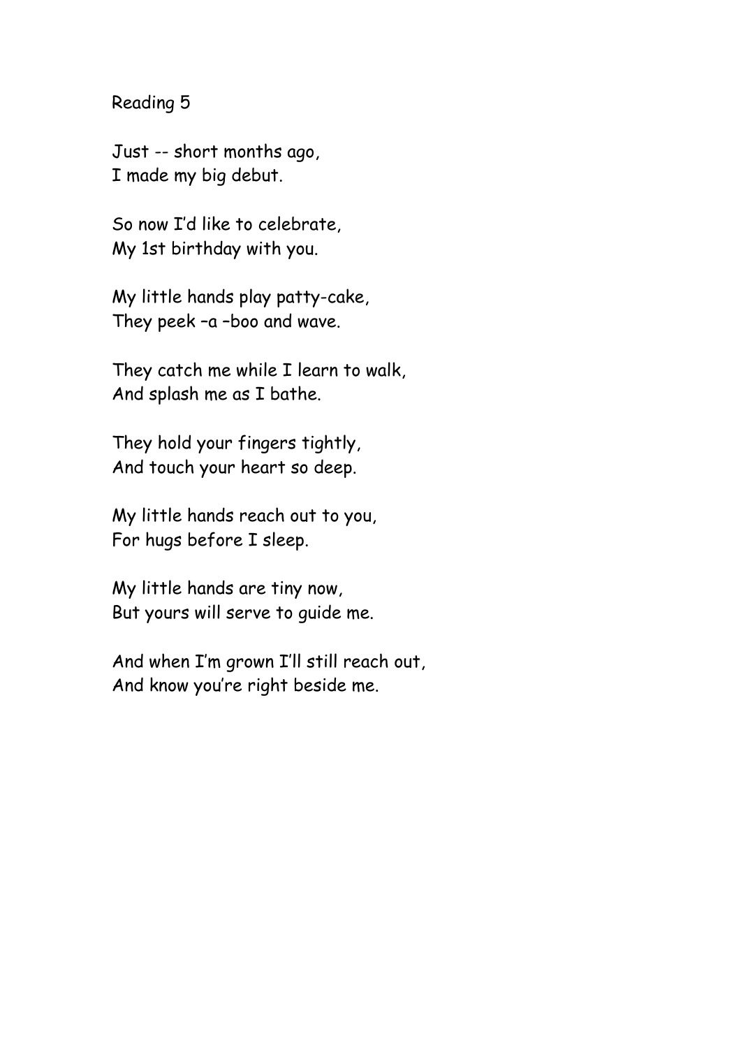Reading 5

Just -- short months ago,  
I made my big debut.

So now I'd like to celebrate,  
My 1st birthday with you.

My little hands play patty-cake,  
They peek –a –boo and wave.

They catch me while I learn to walk,  
And splash me as I bathe.

They hold your fingers tightly,  
And touch your heart so deep.

My little hands reach out to you,  
For hugs before I sleep.

My little hands are tiny now,  
But yours will serve to guide me.

And when I'm grown I'll still reach out,  
And know you're right beside me.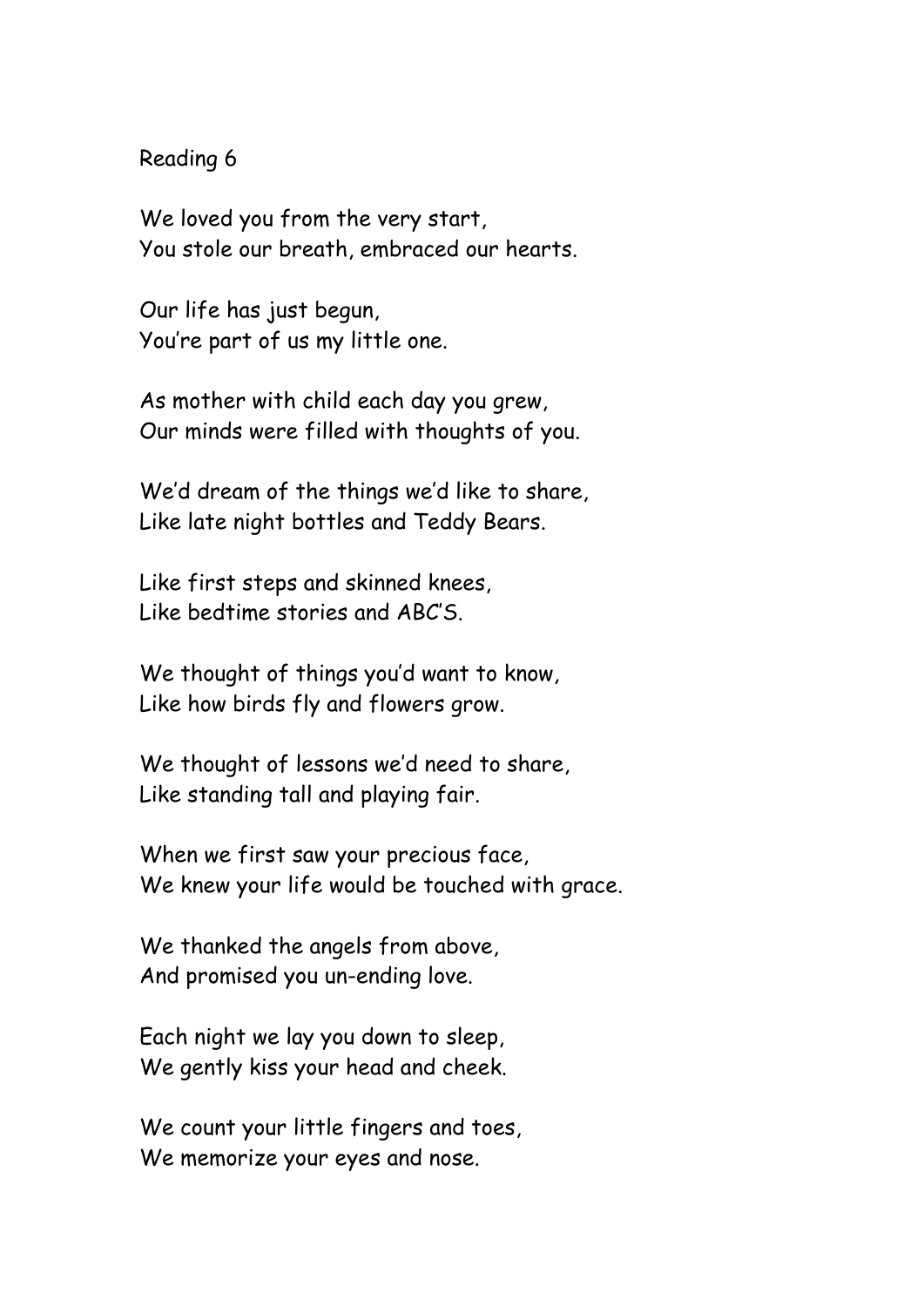Reading 6

We loved you from the very start,
You stole our breath, embraced our hearts.

Our life has just begun,
You're part of us my little one.

As mother with child each day you grew,
Our minds were filled with thoughts of you.

We'd dream of the things we'd like to share,
Like late night bottles and Teddy Bears.

Like first steps and skinned knees,
Like bedtime stories and ABC'S.

We thought of things you'd want to know,
Like how birds fly and flowers grow.

We thought of lessons we'd need to share,
Like standing tall and playing fair.

When we first saw your precious face,
We knew your life would be touched with grace.

We thanked the angels from above,
And promised you un-ending love.

Each night we lay you down to sleep,
We gently kiss your head and cheek.

We count your little fingers and toes,
We memorize your eyes and nose.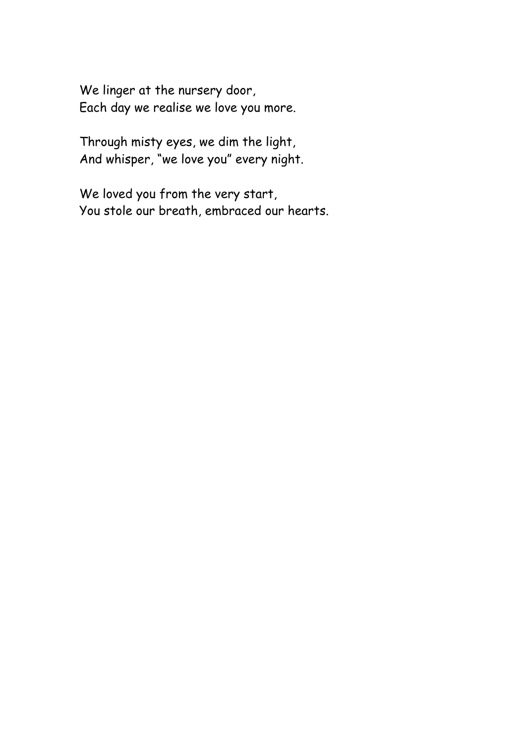We linger at the nursery door,  
Each day we realise we love you more.

Through misty eyes, we dim the light,  
And whisper, “we love you” every night.

We loved you from the very start,  
You stole our breath, embraced our hearts.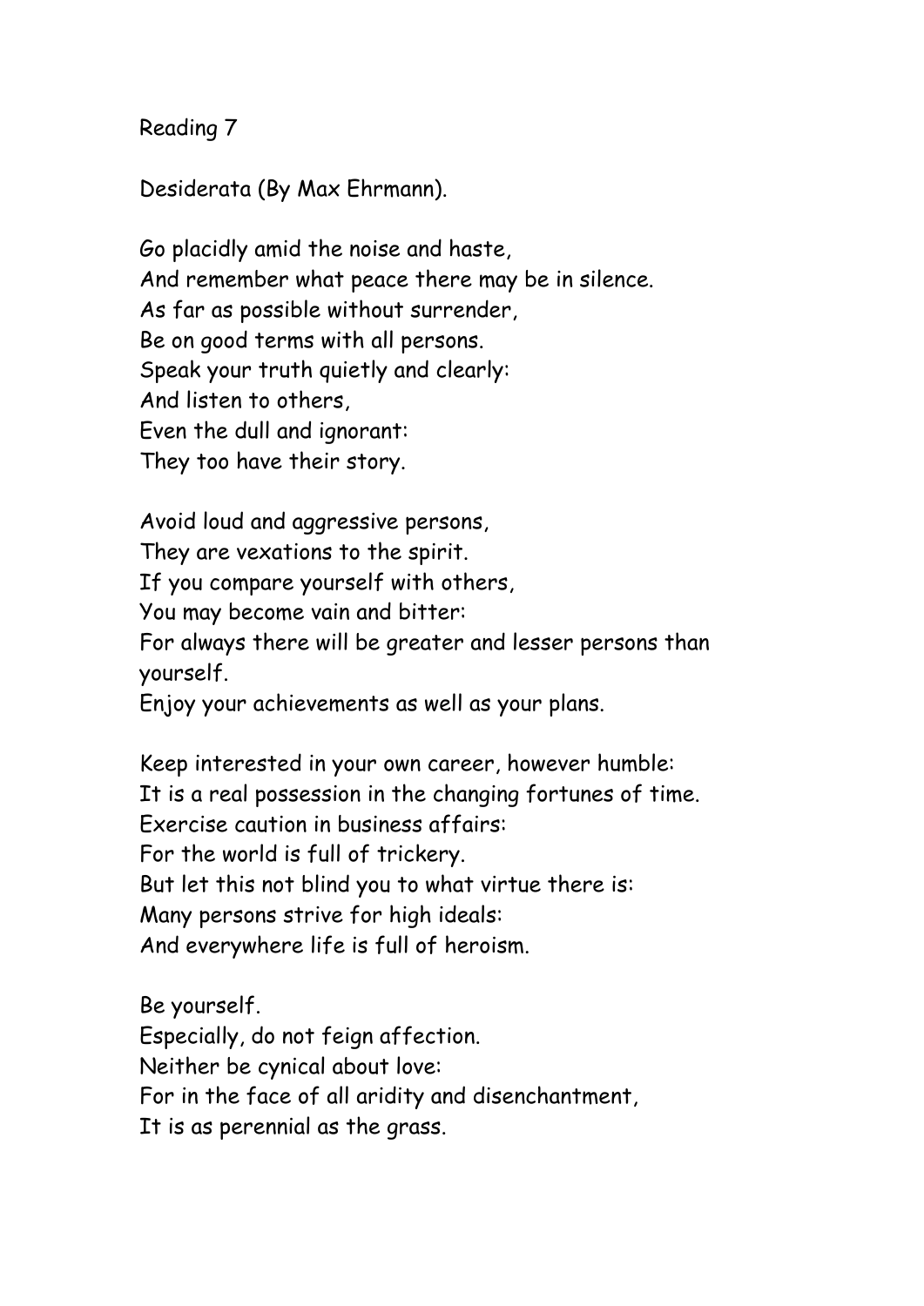Reading 7

Desiderata (By Max Ehrmann).

Go placidly amid the noise and haste,  
And remember what peace there may be in silence.  
As far as possible without surrender,  
Be on good terms with all persons.  
Speak your truth quietly and clearly:  
And listen to others,  
Even the dull and ignorant:  
They too have their story.

Avoid loud and aggressive persons,  
They are vexations to the spirit.  
If you compare yourself with others,  
You may become vain and bitter:  
For always there will be greater and lesser persons than yourself.  
Enjoy your achievements as well as your plans.

Keep interested in your own career, however humble:  
It is a real possession in the changing fortunes of time.  
Exercise caution in business affairs:  
For the world is full of trickery.  
But let this not blind you to what virtue there is:  
Many persons strive for high ideals:  
And everywhere life is full of heroism.

Be yourself.  
Especially, do not feign affection.  
Neither be cynical about love:  
For in the face of all aridity and disenchantment,  
It is as perennial as the grass.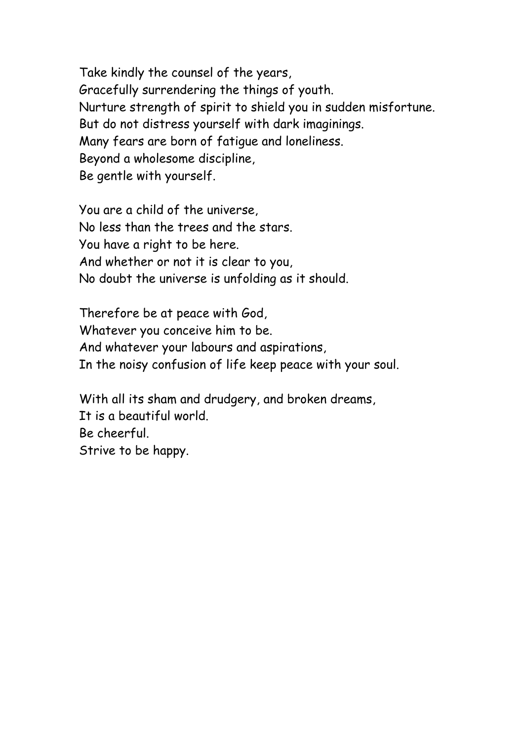Take kindly the counsel of the years,  
Gracefully surrendering the things of youth.  
Nurture strength of spirit to shield you in sudden misfortune.  
But do not distress yourself with dark imaginings.  
Many fears are born of fatigue and loneliness.  
Beyond a wholesome discipline,  
Be gentle with yourself.

You are a child of the universe,  
No less than the trees and the stars.  
You have a right to be here.  
And whether or not it is clear to you,  
No doubt the universe is unfolding as it should.

Therefore be at peace with God,  
Whatever you conceive him to be.  
And whatever your labours and aspirations,  
In the noisy confusion of life keep peace with your soul.

With all its sham and drudgery, and broken dreams,  
It is a beautiful world.  
Be cheerful.  
Strive to be happy.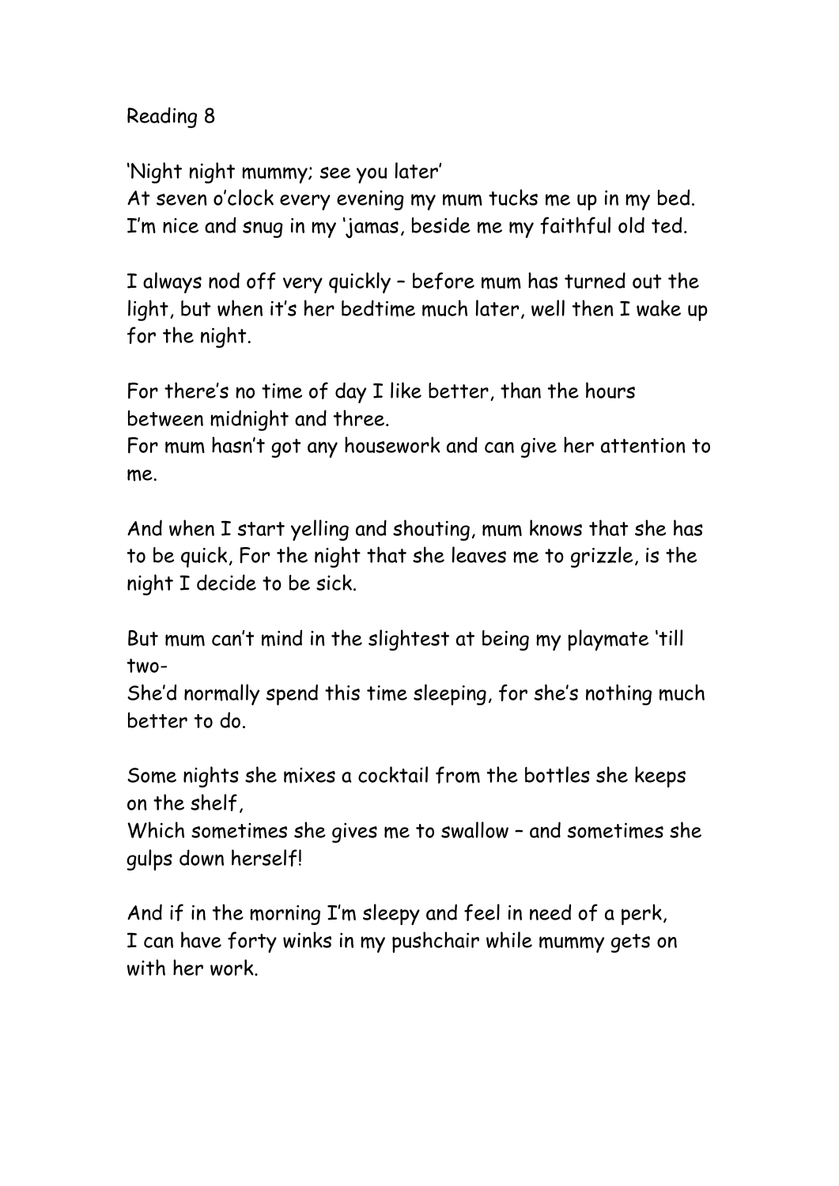Reading 8

'Night night mummy; see you later'
At seven o'clock every evening my mum tucks me up in my bed.
I'm nice and snug in my 'jamas, beside me my faithful old ted.

I always nod off very quickly – before mum has turned out the light, but when it's her bedtime much later, well then I wake up for the night.

For there's no time of day I like better, than the hours between midnight and three.
For mum hasn't got any housework and can give her attention to me.

And when I start yelling and shouting, mum knows that she has to be quick, For the night that she leaves me to grizzle, is the night I decide to be sick.

But mum can't mind in the slightest at being my playmate 'till two-
She'd normally spend this time sleeping, for she's nothing much better to do.

Some nights she mixes a cocktail from the bottles she keeps on the shelf,
Which sometimes she gives me to swallow – and sometimes she gulps down herself!

And if in the morning I'm sleepy and feel in need of a perk,
I can have forty winks in my pushchair while mummy gets on with her work.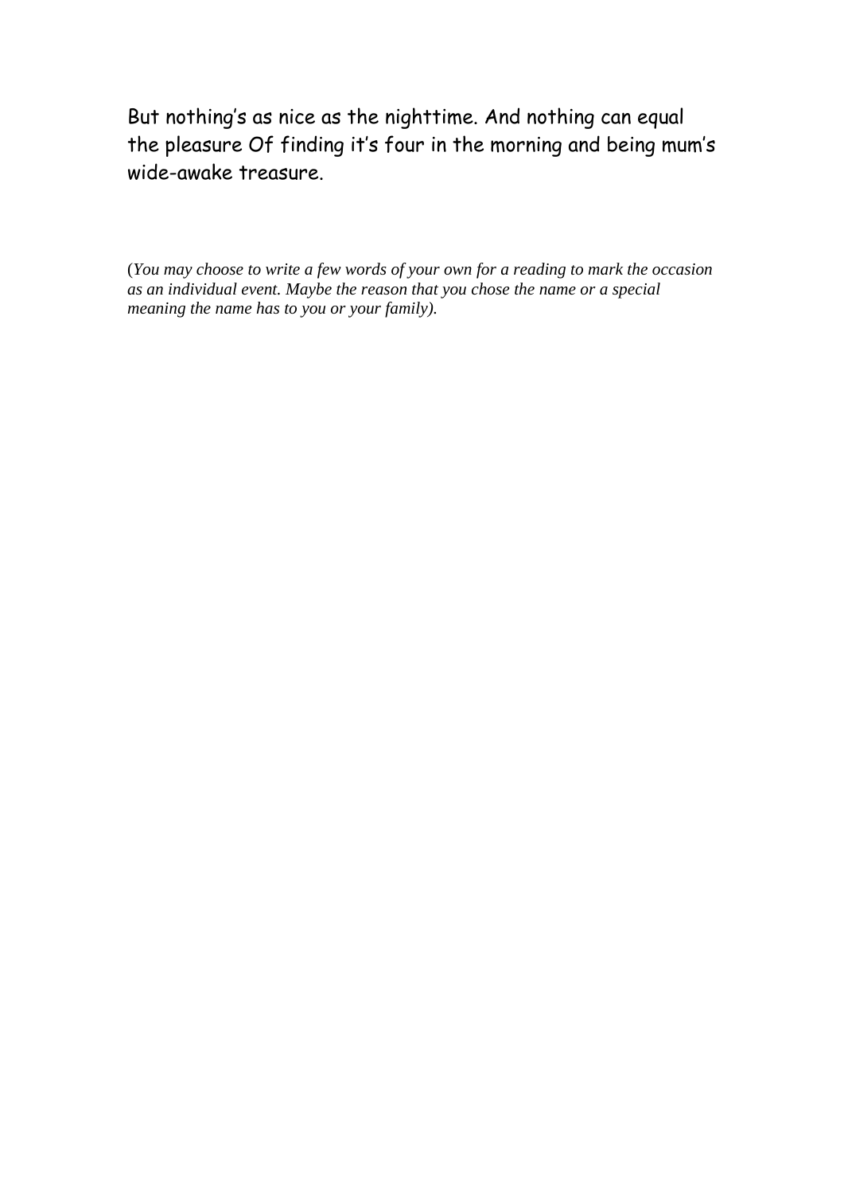But nothing's as nice as the nighttime. And nothing can equal the pleasure Of finding it's four in the morning and being mum's wide-awake treasure.

(*You may choose to write a few words of your own for a reading to mark the occasion as an individual event. Maybe the reason that you chose the name or a special meaning the name has to you or your family).*